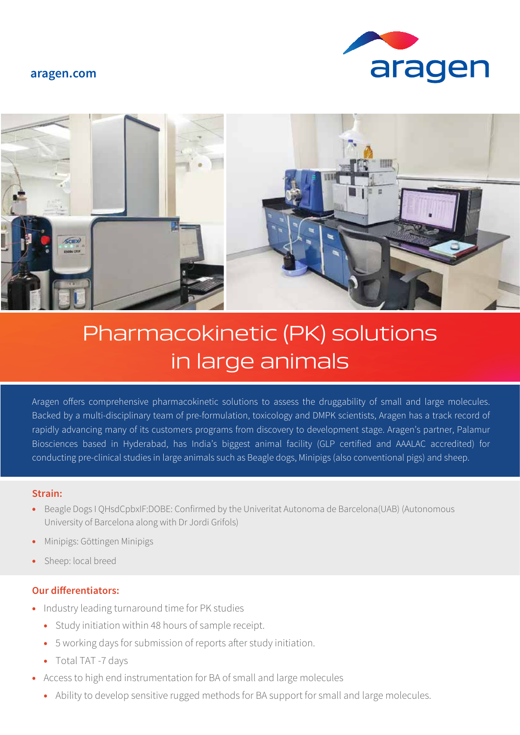aragen.com

aragen

# Pharmacokinetic (PK) solutions in large animals

Aragen offers comprehensive pharmacokinetic solutions to assess the druggability of small and large molecules. Backed by a multi-disciplinary team of pre-formulation, toxicology and DMPK scientists, Aragen has a track record of rapidly advancing many of its customers programs from discovery to development stage. Aragen's partner, Palamur Biosciences based in Hyderabad, has India's biggest animal facility (GLP certified and AAALAC accredited) for conducting pre-clinical studies in large animals such as Beagle dogs, Minipigs (also conventional pigs) and sheep.

### Strain:

- Beagle Dogs I QHsdCpbxIF:DOBE: Confirmed by the Univeritat Autonoma de Barcelona(UAB) (Autonomous University of Barcelona along with Dr Jordi Grifols)
- Minipigs: Göttingen Minipigs
- Sheep: local breed

### Our differentiators:

- Industry leading turnaround time for PK studies
  - Study initiation within 48 hours of sample receipt.
  - 5 working days for submission of reports after study initiation.
  - Total TAT -7 days
- Access to high end instrumentation for BA of small and large molecules
  - Ability to develop sensitive rugged methods for BA support for small and large molecules.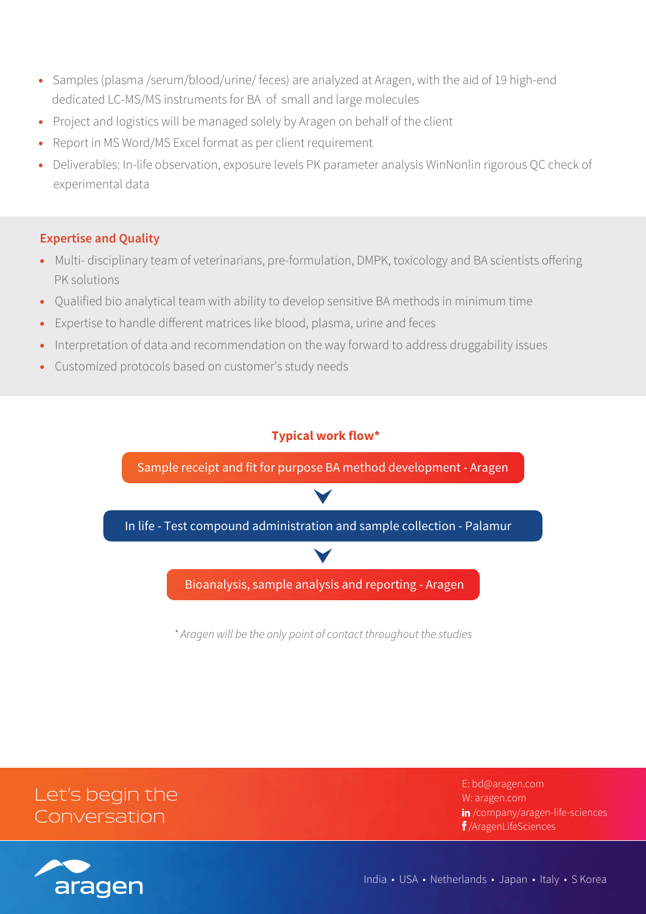- Samples (plasma /serum/blood/urine/ feces) are analyzed at Aragen, with the aid of 19 high-end dedicated LC-MS/MS instruments for BA of small and large molecules
- Project and logistics will be managed solely by Aragen on behalf of the client
- Report in MS Word/MS Excel format as per client requirement
- Deliverables: In-life observation, exposure levels PK parameter analysis WinNonlin rigorous QC check of experimental data

## Expertise and Quality

- Multi- disciplinary team of veterinarians, pre-formulation, DMPK, toxicology and BA scientists offering PK solutions
- Qualified bio analytical team with ability to develop sensitive BA methods in minimum time
- Expertise to handle different matrices like blood, plasma, urine and feces
- Interpretation of data and recommendation on the way forward to address druggability issues
- Customized protocols based on customer's study needs

## Typical work flow*

Sample receipt and fit for purpose BA method development - Aragen

In life - Test compound administration and sample collection - Palamur

Bioanalysis, sample analysis and reporting - Aragen

*\* Aragen will be the only point of contact throughout the studies*

Let's begin the Conversation

E: bd@aragen.com
W: aragen.com
in /company/aragen-life-sciences
f /AragenLifeSciences

aragen

India • USA • Netherlands • Japan • Italy • S Korea